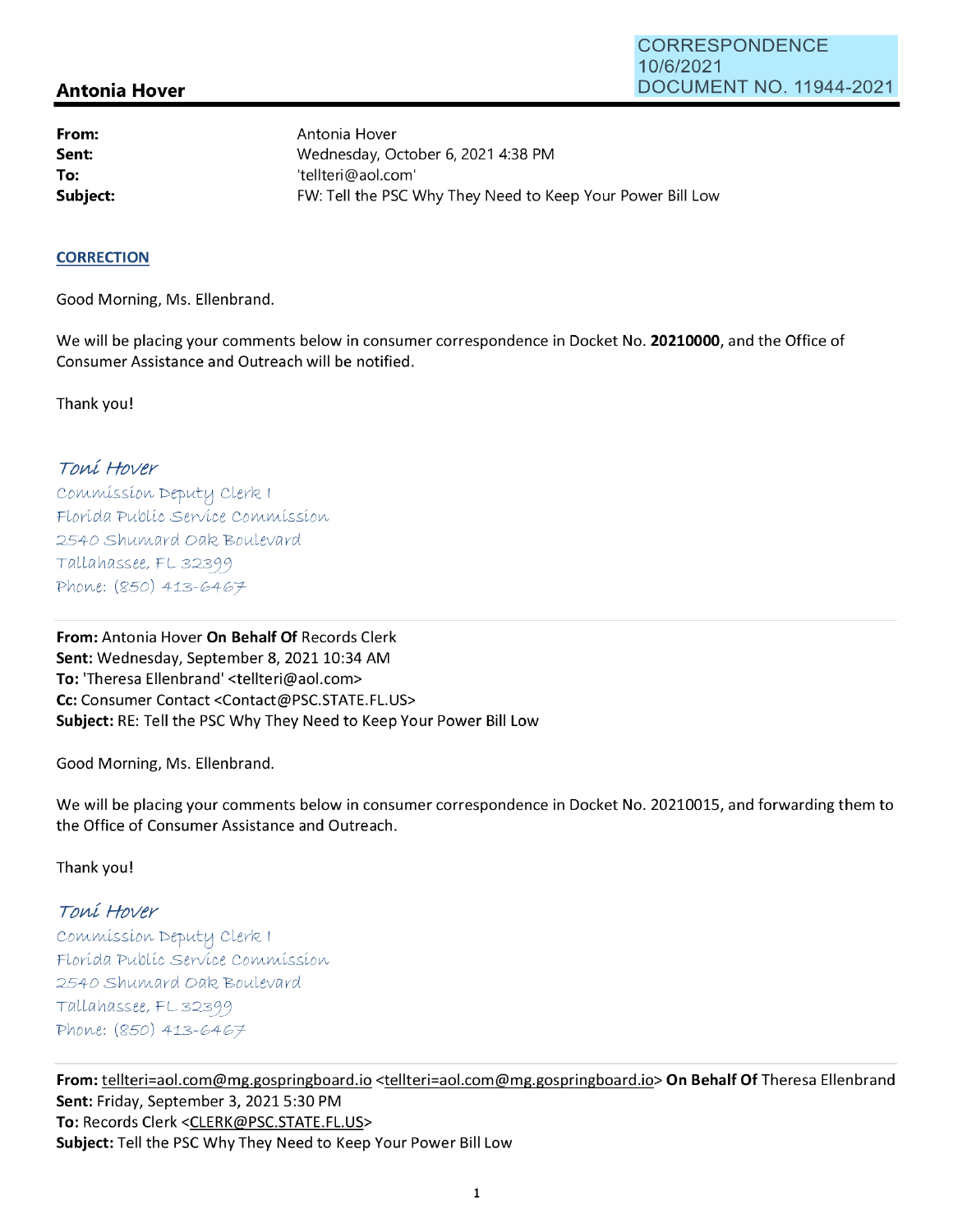CORRESPONDENCE
10/6/2021
DOCUMENT NO. 11944-2021

## Antonia Hover

**From:** Antonia Hover
**Sent:** Wednesday, October 6, 2021 4:38 PM
**To:** 'tellteri@aol.com'
**Subject:** FW: Tell the PSC Why They Need to Keep Your Power Bill Low

**CORRECTION**

Good Morning, Ms. Ellenbrand.

We will be placing your comments below in consumer correspondence in Docket No. **20210000**, and the Office of Consumer Assistance and Outreach will be notified.

Thank you!

*Toni Hover*
*Commission Deputy Clerk I*
*Florida Public Service Commission*
*2540 Shumard Oak Boulevard*
*Tallahassee, FL 32399*
*Phone: (850) 413-6467*

---

**From:** Antonia Hover **On Behalf Of** Records Clerk
**Sent:** Wednesday, September 8, 2021 10:34 AM
**To:** 'Theresa Ellenbrand' <tellteri@aol.com>
**Cc:** Consumer Contact <Contact@PSC.STATE.FL.US>
**Subject:** RE: Tell the PSC Why They Need to Keep Your Power Bill Low

Good Morning, Ms. Ellenbrand.

We will be placing your comments below in consumer correspondence in Docket No. 20210015, and forwarding them to the Office of Consumer Assistance and Outreach.

Thank you!

*Toni Hover*
*Commission Deputy Clerk I*
*Florida Public Service Commission*
*2540 Shumard Oak Boulevard*
*Tallahassee, FL 32399*
*Phone: (850) 413-6467*

---

**From:** tellteri=aol.com@mg.gospringboard.io <tellteri=aol.com@mg.gospringboard.io> **On Behalf Of** Theresa Ellenbrand
**Sent:** Friday, September 3, 2021 5:30 PM
**To:** Records Clerk <CLERK@PSC.STATE.FL.US>
**Subject:** Tell the PSC Why They Need to Keep Your Power Bill Low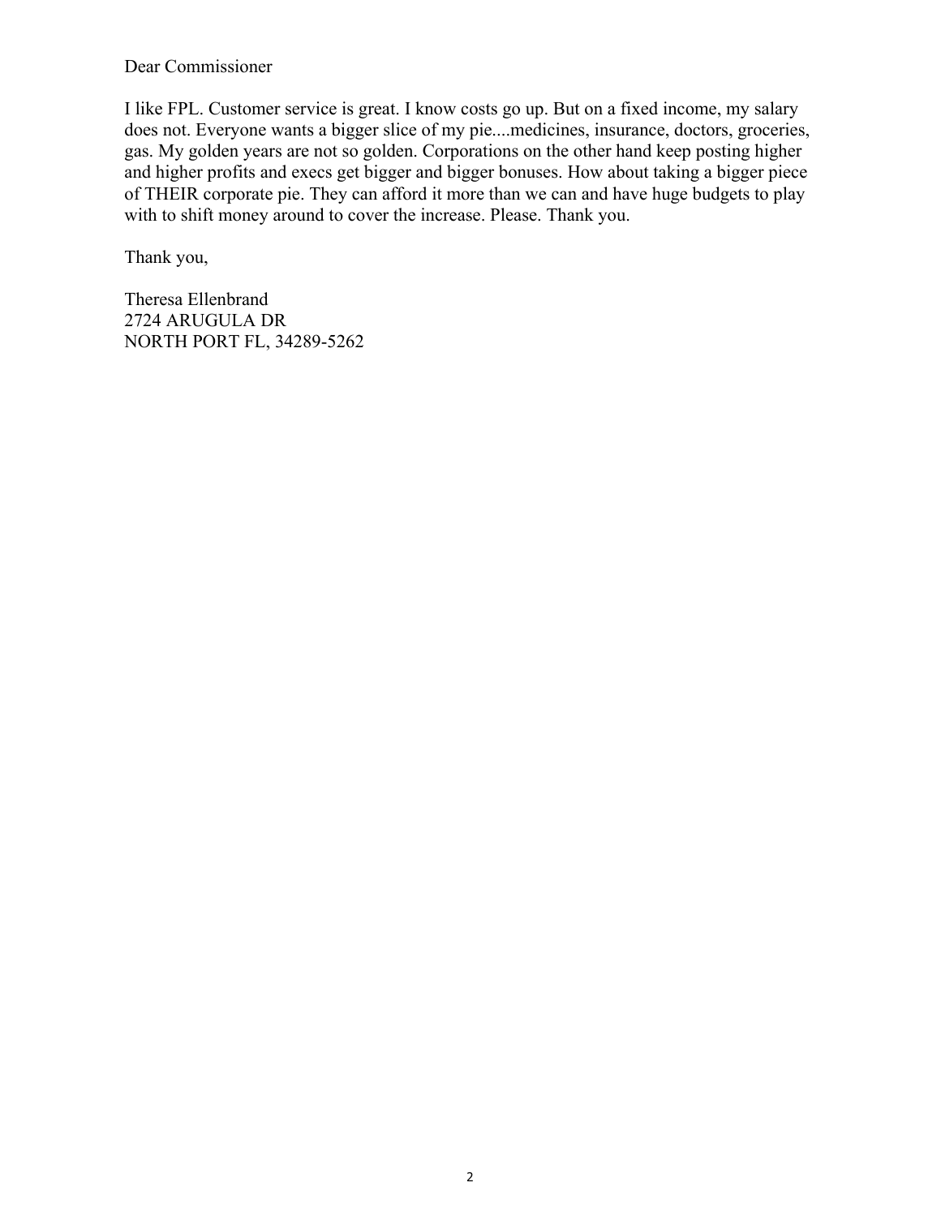Dear Commissioner

I like FPL. Customer service is great. I know costs go up. But on a fixed income, my salary does not. Everyone wants a bigger slice of my pie....medicines, insurance, doctors, groceries, gas. My golden years are not so golden. Corporations on the other hand keep posting higher and higher profits and execs get bigger and bigger bonuses. How about taking a bigger piece of THEIR corporate pie. They can afford it more than we can and have huge budgets to play with to shift money around to cover the increase. Please. Thank you.

Thank you,

Theresa Ellenbrand  
2724 ARUGULA DR  
NORTH PORT FL, 34289-5262